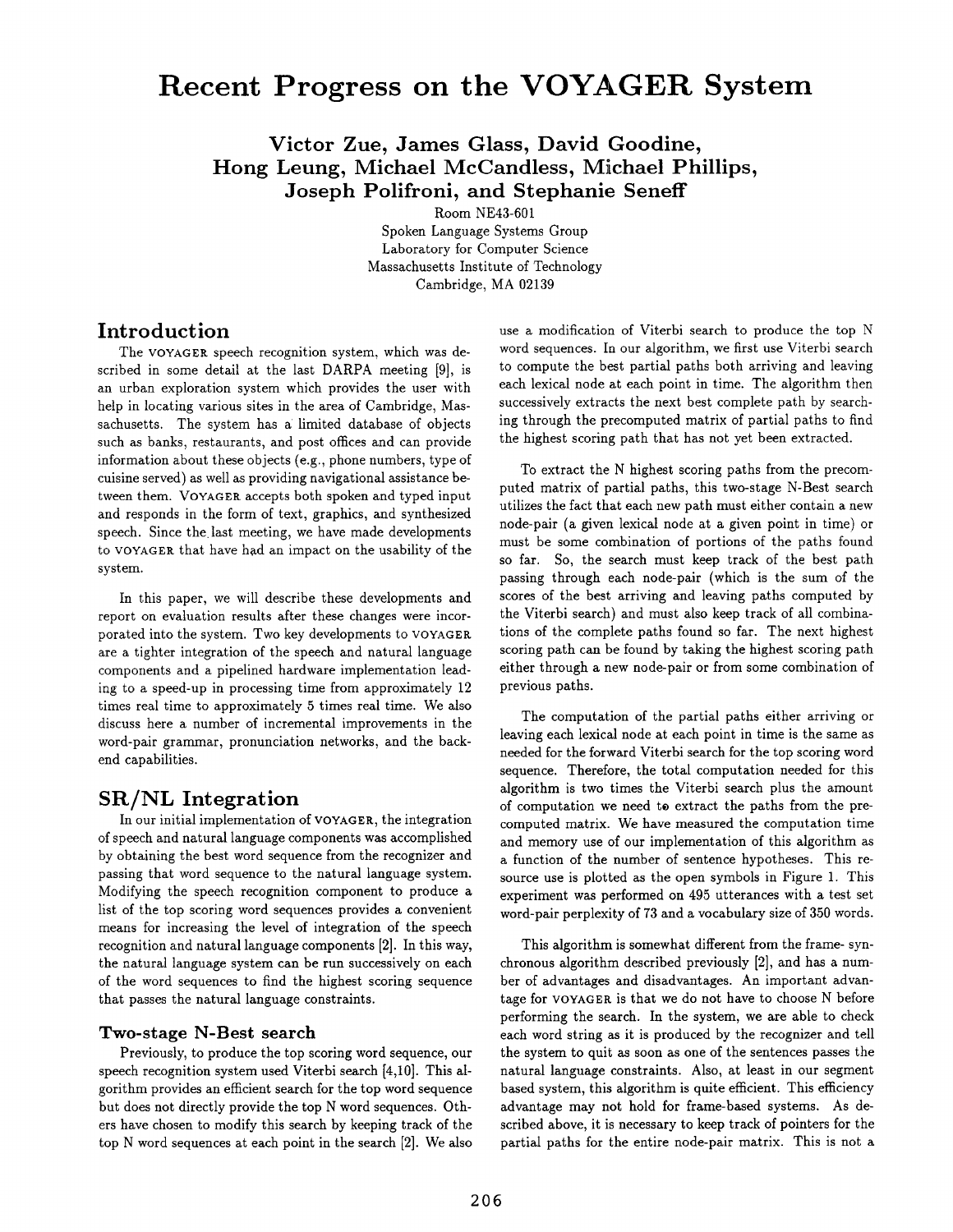# Recent Progress on the VOYAGER System

**Victor Zue, James Glass, David Goodine, Hong Leung, Michael McCandless, Michael Phillips, Joseph Polifroni, and Stephanie Seneff**

Room NE43-601
Spoken Language Systems Group
Laboratory for Computer Science
Massachusetts Institute of Technology
Cambridge, MA 02139

## Introduction

The VOYAGER speech recognition system, which was described in some detail at the last DARPA meeting [9], is an urban exploration system which provides the user with help in locating various sites in the area of Cambridge, Massachusetts. The system has a limited database of objects such as banks, restaurants, and post offices and can provide information about these objects (e.g., phone numbers, type of cuisine served) as well as providing navigational assistance between them. VOYAGER accepts both spoken and typed input and responds in the form of text, graphics, and synthesized speech. Since the last meeting, we have made developments to VOYAGER that have had an impact on the usability of the system.

In this paper, we will describe these developments and report on evaluation results after these changes were incorporated into the system. Two key developments to VOYAGER are a tighter integration of the speech and natural language components and a pipelined hardware implementation leading to a speed-up in processing time from approximately 12 times real time to approximately 5 times real time. We also discuss here a number of incremental improvements in the word-pair grammar, pronunciation networks, and the back-end capabilities.

## SR/NL Integration

In our initial implementation of VOYAGER, the integration of speech and natural language components was accomplished by obtaining the best word sequence from the recognizer and passing that word sequence to the natural language system. Modifying the speech recognition component to produce a list of the top scoring word sequences provides a convenient means for increasing the level of integration of the speech recognition and natural language components [2]. In this way, the natural language system can be run successively on each of the word sequences to find the highest scoring sequence that passes the natural language constraints.

### Two-stage N-Best search

Previously, to produce the top scoring word sequence, our speech recognition system used Viterbi search [4,10]. This algorithm provides an efficient search for the top word sequence but does not directly provide the top N word sequences. Others have chosen to modify this search by keeping track of the top N word sequences at each point in the search [2]. We also use a modification of Viterbi search to produce the top N word sequences. In our algorithm, we first use Viterbi search to compute the best partial paths both arriving and leaving each lexical node at each point in time. The algorithm then successively extracts the next best complete path by searching through the precomputed matrix of partial paths to find the highest scoring path that has not yet been extracted.

To extract the N highest scoring paths from the precomputed matrix of partial paths, this two-stage N-Best search utilizes the fact that each new path must either contain a new node-pair (a given lexical node at a given point in time) or must be some combination of portions of the paths found so far. So, the search must keep track of the best path passing through each node-pair (which is the sum of the scores of the best arriving and leaving paths computed by the Viterbi search) and must also keep track of all combinations of the complete paths found so far. The next highest scoring path can be found by taking the highest scoring path either through a new node-pair or from some combination of previous paths.

The computation of the partial paths either arriving or leaving each lexical node at each point in time is the same as needed for the forward Viterbi search for the top scoring word sequence. Therefore, the total computation needed for this algorithm is two times the Viterbi search plus the amount of computation we need to extract the paths from the precomputed matrix. We have measured the computation time and memory use of our implementation of this algorithm as a function of the number of sentence hypotheses. This resource use is plotted as the open symbols in Figure 1. This experiment was performed on 495 utterances with a test set word-pair perplexity of 73 and a vocabulary size of 350 words.

This algorithm is somewhat different from the frame-synchronous algorithm described previously [2], and has a number of advantages and disadvantages. An important advantage for VOYAGER is that we do not have to choose N before performing the search. In the system, we are able to check each word string as it is produced by the recognizer and tell the system to quit as soon as one of the sentences passes the natural language constraints. Also, at least in our segment based system, this algorithm is quite efficient. This efficiency advantage may not hold for frame-based systems. As described above, it is necessary to keep track of pointers for the partial paths for the entire node-pair matrix. This is not a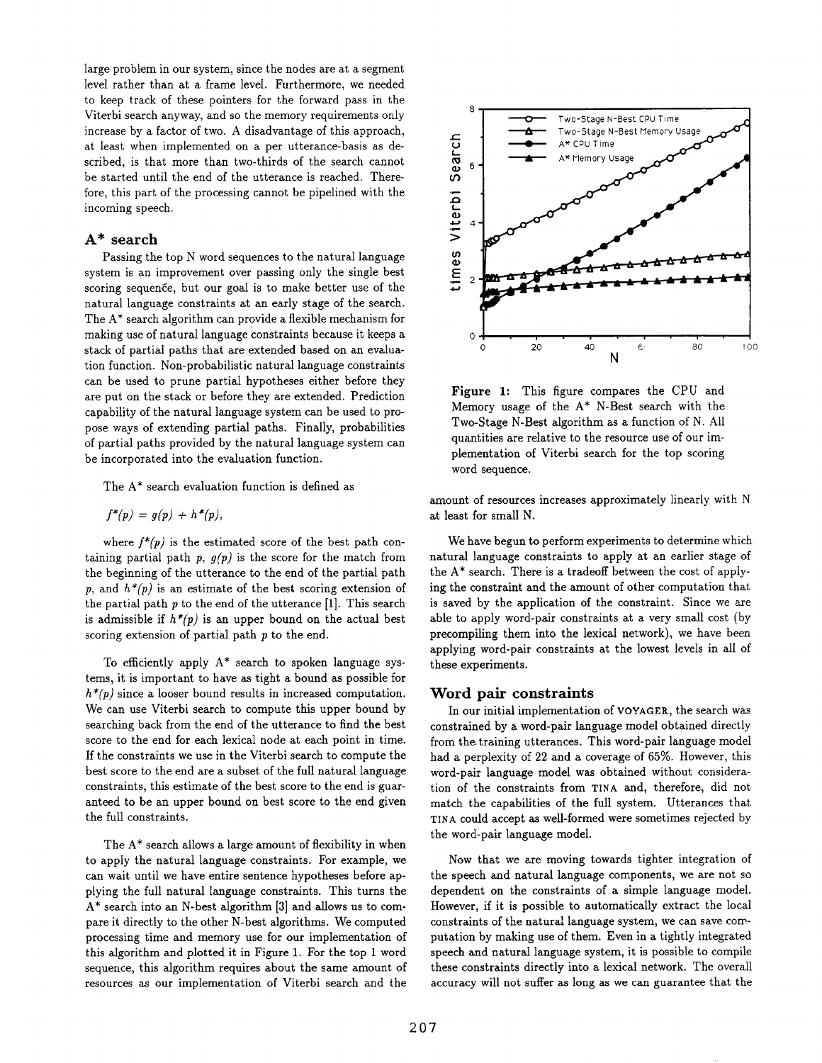large problem in our system, since the nodes are at a segment level rather than at a frame level. Furthermore, we needed to keep track of these pointers for the forward pass in the Viterbi search anyway, and so the memory requirements only increase by a factor of two. A disadvantage of this approach, at least when implemented on a per utterance-basis as described, is that more than two-thirds of the search cannot be started until the end of the utterance is reached. Therefore, this part of the processing cannot be pipelined with the incoming speech.

## A* search

Passing the top N word sequences to the natural language system is an improvement over passing only the single best scoring sequence, but our goal is to make better use of the natural language constraints at an early stage of the search. The A* search algorithm can provide a flexible mechanism for making use of natural language constraints because it keeps a stack of partial paths that are extended based on an evaluation function. Non-probabilistic natural language constraints can be used to prune partial hypotheses either before they are put on the stack or before they are extended. Prediction capability of the natural language system can be used to propose ways of extending partial paths. Finally, probabilities of partial paths provided by the natural language system can be incorporated into the evaluation function.

The A* search evaluation function is defined as

$$f^*(p) = g(p) + h^*(p),$$

where $f^*(p)$ is the estimated score of the best path containing partial path $p$, $g(p)$ is the score for the match from the beginning of the utterance to the end of the partial path $p$, and $h^*(p)$ is an estimate of the best scoring extension of the partial path $p$ to the end of the utterance [1]. This search is admissible if $h^*(p)$ is an upper bound on the actual best scoring extension of partial path $p$ to the end.

To efficiently apply A* search to spoken language systems, it is important to have as tight a bound as possible for $h^*(p)$ since a looser bound results in increased computation. We can use Viterbi search to compute this upper bound by searching back from the end of the utterance to find the best score to the end for each lexical node at each point in time. If the constraints we use in the Viterbi search to compute the best score to the end are a subset of the full natural language constraints, this estimate of the best score to the end is guaranteed to be an upper bound on best score to the end given the full constraints.

The A* search allows a large amount of flexibility in when to apply the natural language constraints. For example, we can wait until we have entire sentence hypotheses before applying the full natural language constraints. This turns the A* search into an N-best algorithm [3] and allows us to compare it directly to the other N-best algorithms. We computed processing time and memory use for our implementation of this algorithm and plotted it in Figure 1. For the top 1 word sequence, this algorithm requires about the same amount of resources as our implementation of Viterbi search and the amount of resources increases approximately linearly with N at least for small N.

Figure 1: This figure compares the CPU and Memory usage of the A* N-Best search with the Two-Stage N-Best algorithm as a function of N. All quantities are relative to the resource use of our implementation of Viterbi search for the top scoring word sequence.

We have begun to perform experiments to determine which natural language constraints to apply at an earlier stage of the A* search. There is a tradeoff between the cost of applying the constraint and the amount of other computation that is saved by the application of the constraint. Since we are able to apply word-pair constraints at a very small cost (by precompiling them into the lexical network), we have been applying word-pair constraints at the lowest levels in all of these experiments.

## Word pair constraints

In our initial implementation of VOYAGER, the search was constrained by a word-pair language model obtained directly from the training utterances. This word-pair language model had a perplexity of 22 and a coverage of 65%. However, this word-pair language model was obtained without consideration of the constraints from TINA and, therefore, did not match the capabilities of the full system. Utterances that TINA could accept as well-formed were sometimes rejected by the word-pair language model.

Now that we are moving towards tighter integration of the speech and natural language components, we are not so dependent on the constraints of a simple language model. However, if it is possible to automatically extract the local constraints of the natural language system, we can save computation by making use of them. Even in a tightly integrated speech and natural language system, it is possible to compile these constraints directly into a lexical network. The overall accuracy will not suffer as long as we can guarantee that the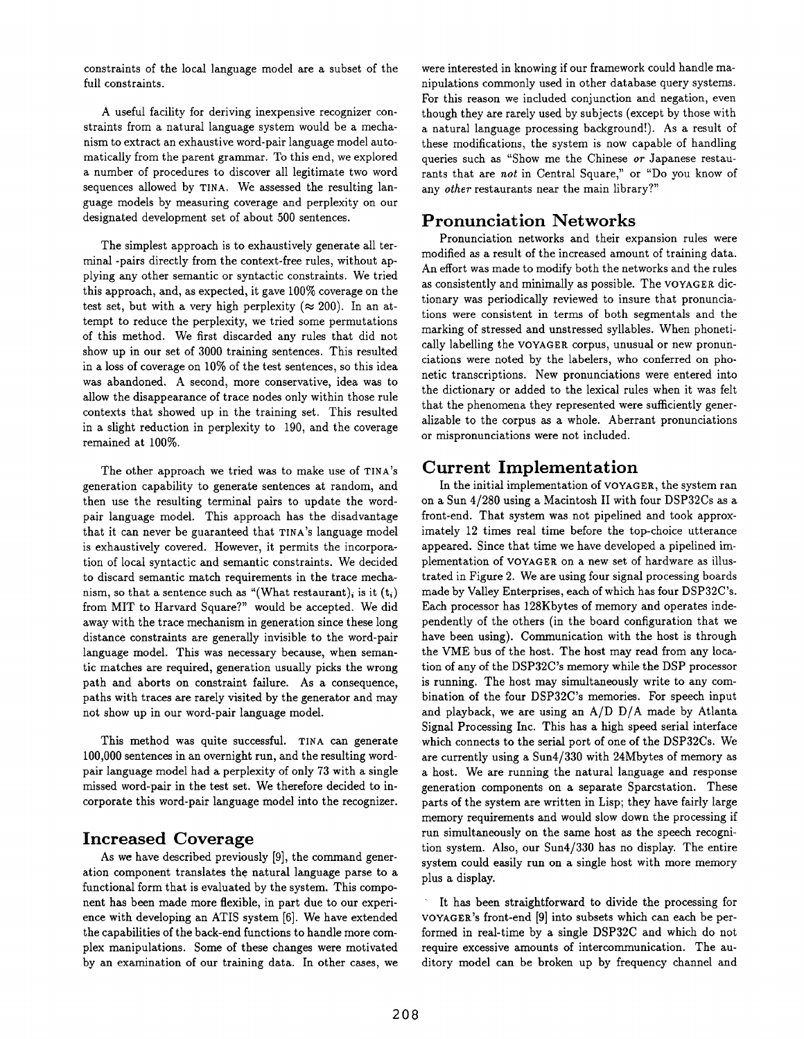constraints of the local language model are a subset of the full constraints.

A useful facility for deriving inexpensive recognizer constraints from a natural language system would be a mechanism to extract an exhaustive word-pair language model automatically from the parent grammar. To this end, we explored a number of procedures to discover all legitimate two word sequences allowed by TINA. We assessed the resulting language models by measuring coverage and perplexity on our designated development set of about 500 sentences.

The simplest approach is to exhaustively generate all terminal -pairs directly from the context-free rules, without applying any other semantic or syntactic constraints. We tried this approach, and, as expected, it gave 100% coverage on the test set, but with a very high perplexity ($\approx 200$). In an attempt to reduce the perplexity, we tried some permutations of this method. We first discarded any rules that did not show up in our set of 3000 training sentences. This resulted in a loss of coverage on 10% of the test sentences, so this idea was abandoned. A second, more conservative, idea was to allow the disappearance of trace nodes only within those rule contexts that showed up in the training set. This resulted in a slight reduction in perplexity to 190, and the coverage remained at 100%.

The other approach we tried was to make use of TINA's generation capability to generate sentences at random, and then use the resulting terminal pairs to update the word-pair language model. This approach has the disadvantage that it can never be guaranteed that TINA's language model is exhaustively covered. However, it permits the incorporation of local syntactic and semantic constraints. We decided to discard semantic match requirements in the trace mechanism, so that a sentence such as "(What restaurant)$_i$ is it ($t_i$) from MIT to Harvard Square?" would be accepted. We did away with the trace mechanism in generation since these long distance constraints are generally invisible to the word-pair language model. This was necessary because, when semantic matches are required, generation usually picks the wrong path and aborts on constraint failure. As a consequence, paths with traces are rarely visited by the generator and may not show up in our word-pair language model.

This method was quite successful. TINA can generate 100,000 sentences in an overnight run, and the resulting word-pair language model had a perplexity of only 73 with a single missed word-pair in the test set. We therefore decided to incorporate this word-pair language model into the recognizer.

## Increased Coverage

As we have described previously [9], the command generation component translates the natural language parse to a functional form that is evaluated by the system. This component has been made more flexible, in part due to our experience with developing an ATIS system [6]. We have extended the capabilities of the back-end functions to handle more complex manipulations. Some of these changes were motivated by an examination of our training data. In other cases, we were interested in knowing if our framework could handle manipulations commonly used in other database query systems. For this reason we included conjunction and negation, even though they are rarely used by subjects (except by those with a natural language processing background!). As a result of these modifications, the system is now capable of handling queries such as "Show me the Chinese *or* Japanese restaurants that are *not* in Central Square," or "Do you know of any *other* restaurants near the main library?"

## Pronunciation Networks

Pronunciation networks and their expansion rules were modified as a result of the increased amount of training data. An effort was made to modify both the networks and the rules as consistently and minimally as possible. The VOYAGER dictionary was periodically reviewed to insure that pronunciations were consistent in terms of both segmentals and the marking of stressed and unstressed syllables. When phonetically labelling the VOYAGER corpus, unusual or new pronunciations were noted by the labelers, who conferred on phonetic transcriptions. New pronunciations were entered into the dictionary or added to the lexical rules when it was felt that the phenomena they represented were sufficiently generalizable to the corpus as a whole. Aberrant pronunciations or mispronunciations were not included.

## Current Implementation

In the initial implementation of VOYAGER, the system ran on a Sun 4/280 using a Macintosh II with four DSP32Cs as a front-end. That system was not pipelined and took approximately 12 times real time before the top-choice utterance appeared. Since that time we have developed a pipelined implementation of VOYAGER on a new set of hardware as illustrated in Figure 2. We are using four signal processing boards made by Valley Enterprises, each of which has four DSP32C's. Each processor has 128Kbytes of memory and operates independently of the others (in the board configuration that we have been using). Communication with the host is through the VME bus of the host. The host may read from any location of any of the DSP32C's memory while the DSP processor is running. The host may simultaneously write to any combination of the four DSP32C's memories. For speech input and playback, we are using an A/D D/A made by Atlanta Signal Processing Inc. This has a high speed serial interface which connects to the serial port of one of the DSP32Cs. We are currently using a Sun4/330 with 24Mbytes of memory as a host. We are running the natural language and response generation components on a separate Sparcstation. These parts of the system are written in Lisp; they have fairly large memory requirements and would slow down the processing if run simultaneously on the same host as the speech recognition system. Also, our Sun4/330 has no display. The entire system could easily run on a single host with more memory plus a display.

It has been straightforward to divide the processing for VOYAGER's front-end [9] into subsets which can each be performed in real-time by a single DSP32C and which do not require excessive amounts of intercommunication. The auditory model can be broken up by frequency channel and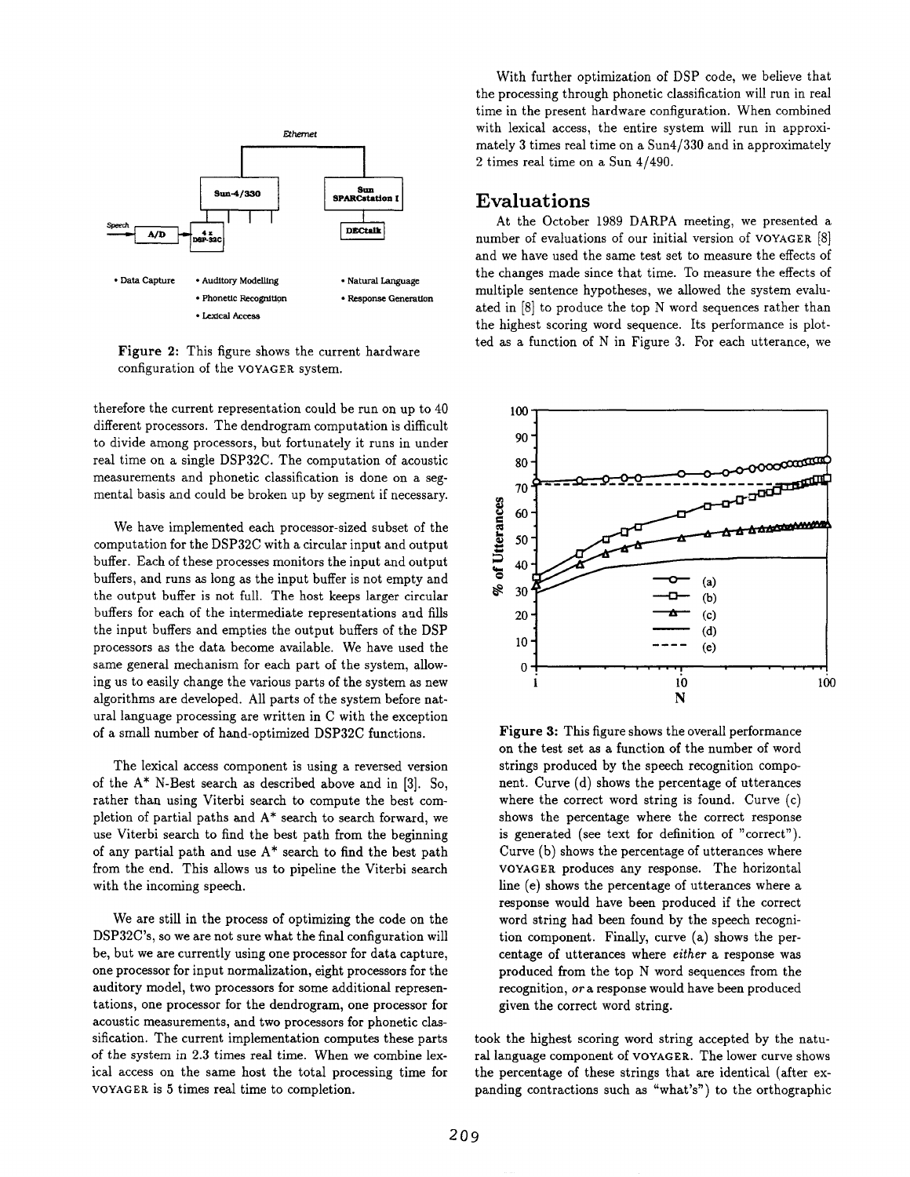Ethernet

Sun-4/330 — Sun SPARCstation I

Speech → A/D → 4 x DSP-32C — DECtalk

- Data Capture
- Auditory Modelling
- Phonetic Recognition
- Lexical Access
- Natural Language
- Response Generation

**Figure 2:** This figure shows the current hardware configuration of the VOYAGER system.

therefore the current representation could be run on up to 40 different processors. The dendrogram computation is difficult to divide among processors, but fortunately it runs in under real time on a single DSP32C. The computation of acoustic measurements and phonetic classification is done on a segmental basis and could be broken up by segment if necessary.

We have implemented each processor-sized subset of the computation for the DSP32C with a circular input and output buffer. Each of these processes monitors the input and output buffers, and runs as long as the input buffer is not empty and the output buffer is not full. The host keeps larger circular buffers for each of the intermediate representations and fills the input buffers and empties the output buffers of the DSP processors as the data become available. We have used the same general mechanism for each part of the system, allowing us to easily change the various parts of the system as new algorithms are developed. All parts of the system before natural language processing are written in C with the exception of a small number of hand-optimized DSP32C functions.

The lexical access component is using a reversed version of the A* N-Best search as described above and in [3]. So, rather than using Viterbi search to compute the best completion of partial paths and A* search to search forward, we use Viterbi search to find the best path from the beginning of any partial path and use A* search to find the best path from the end. This allows us to pipeline the Viterbi search with the incoming speech.

We are still in the process of optimizing the code on the DSP32C's, so we are not sure what the final configuration will be, but we are currently using one processor for data capture, one processor for input normalization, eight processors for the auditory model, two processors for some additional representations, one processor for the dendrogram, one processor for acoustic measurements, and two processors for phonetic classification. The current implementation computes these parts of the system in 2.3 times real time. When we combine lexical access on the same host the total processing time for VOYAGER is 5 times real time to completion.

With further optimization of DSP code, we believe that the processing through phonetic classification will run in real time in the present hardware configuration. When combined with lexical access, the entire system will run in approximately 3 times real time on a Sun4/330 and in approximately 2 times real time on a Sun 4/490.

## Evaluations

At the October 1989 DARPA meeting, we presented a number of evaluations of our initial version of VOYAGER [8] and we have used the same test set to measure the effects of the changes made since that time. To measure the effects of multiple sentence hypotheses, we allowed the system evaluated in [8] to produce the top N word sequences rather than the highest scoring word sequence. Its performance is plotted as a function of N in Figure 3. For each utterance, we

**Figure 3:** This figure shows the overall performance on the test set as a function of the number of word strings produced by the speech recognition component. Curve (d) shows the percentage of utterances where the correct word string is found. Curve (c) shows the percentage where the correct response is generated (see text for definition of "correct"). Curve (b) shows the percentage of utterances where VOYAGER produces any response. The horizontal line (e) shows the percentage of utterances where a response would have been produced if the correct word string had been found by the speech recognition component. Finally, curve (a) shows the percentage of utterances where *either* a response was produced from the top N word sequences from the recognition, *or* a response would have been produced given the correct word string.

took the highest scoring word string accepted by the natural language component of VOYAGER. The lower curve shows the percentage of these strings that are identical (after expanding contractions such as "what's") to the orthographic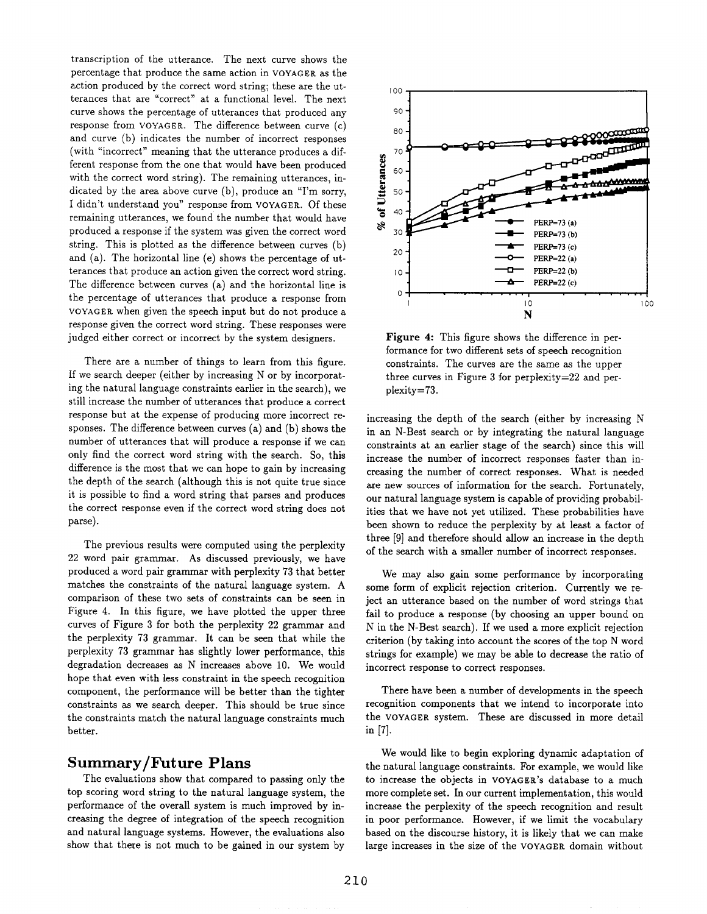transcription of the utterance. The next curve shows the percentage that produce the same action in VOYAGER as the action produced by the correct word string; these are the utterances that are "correct" at a functional level. The next curve shows the percentage of utterances that produced any response from VOYAGER. The difference between curve (c) and curve (b) indicates the number of incorrect responses (with "incorrect" meaning that the utterance produces a different response from the one that would have been produced with the correct word string). The remaining utterances, indicated by the area above curve (b), produce an "I'm sorry, I didn't understand you" response from VOYAGER. Of these remaining utterances, we found the number that would have produced a response if the system was given the correct word string. This is plotted as the difference between curves (b) and (a). The horizontal line (e) shows the percentage of utterances that produce an action given the correct word string. The difference between curves (a) and the horizontal line is the percentage of utterances that produce a response from VOYAGER when given the speech input but do not produce a response given the correct word string. These responses were judged either correct or incorrect by the system designers.

There are a number of things to learn from this figure. If we search deeper (either by increasing N or by incorporating the natural language constraints earlier in the search), we still increase the number of utterances that produce a correct response but at the expense of producing more incorrect responses. The difference between curves (a) and (b) shows the number of utterances that will produce a response if we can only find the correct word string with the search. So, this difference is the most that we can hope to gain by increasing the depth of the search (although this is not quite true since it is possible to find a word string that parses and produces the correct response even if the correct word string does not parse).

The previous results were computed using the perplexity 22 word pair grammar. As discussed previously, we have produced a word pair grammar with perplexity 73 that better matches the constraints of the natural language system. A comparison of these two sets of constraints can be seen in Figure 4. In this figure, we have plotted the upper three curves of Figure 3 for both the perplexity 22 grammar and the perplexity 73 grammar. It can be seen that while the perplexity 73 grammar has slightly lower performance, this degradation decreases as N increases above 10. We would hope that even with less constraint in the speech recognition component, the performance will be better than the tighter constraints as we search deeper. This should be true since the constraints match the natural language constraints much better.

Figure 4: This figure shows the difference in performance for two different sets of speech recognition constraints. The curves are the same as the upper three curves in Figure 3 for perplexity=22 and perplexity=73.

## Summary/Future Plans

The evaluations show that compared to passing only the top scoring word string to the natural language system, the performance of the overall system is much improved by increasing the degree of integration of the speech recognition and natural language systems. However, the evaluations also show that there is not much to be gained in our system by increasing the depth of the search (either by increasing N in an N-Best search or by integrating the natural language constraints at an earlier stage of the search) since this will increase the number of incorrect responses faster than increasing the number of correct responses. What is needed are new sources of information for the search. Fortunately, our natural language system is capable of providing probabilities that we have not yet utilized. These probabilities have been shown to reduce the perplexity by at least a factor of three [9] and therefore should allow an increase in the depth of the search with a smaller number of incorrect responses.

We may also gain some performance by incorporating some form of explicit rejection criterion. Currently we reject an utterance based on the number of word strings that fail to produce a response (by choosing an upper bound on N in the N-Best search). If we used a more explicit rejection criterion (by taking into account the scores of the top N word strings for example) we may be able to decrease the ratio of incorrect response to correct responses.

There have been a number of developments in the speech recognition components that we intend to incorporate into the VOYAGER system. These are discussed in more detail in [7].

We would like to begin exploring dynamic adaptation of the natural language constraints. For example, we would like to increase the objects in VOYAGER's database to a much more complete set. In our current implementation, this would increase the perplexity of the speech recognition and result in poor performance. However, if we limit the vocabulary based on the discourse history, it is likely that we can make large increases in the size of the VOYAGER domain without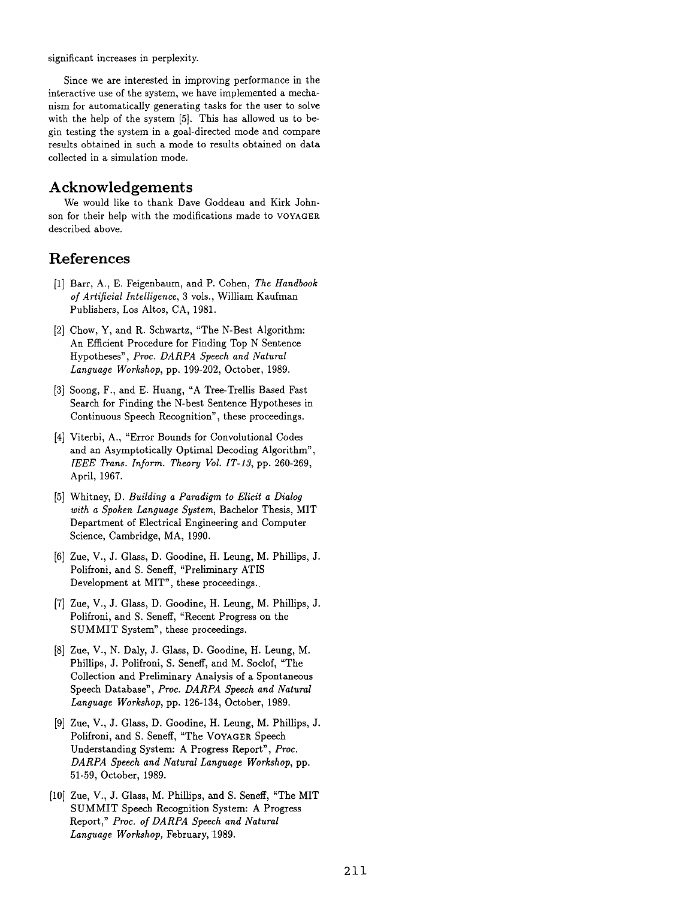significant increases in perplexity.

Since we are interested in improving performance in the interactive use of the system, we have implemented a mechanism for automatically generating tasks for the user to solve with the help of the system [5]. This has allowed us to begin testing the system in a goal-directed mode and compare results obtained in such a mode to results obtained on data collected in a simulation mode.

## Acknowledgements

We would like to thank Dave Goddeau and Kirk Johnson for their help with the modifications made to VOYAGER described above.

## References

[1] Barr, A., E. Feigenbaum, and P. Cohen, *The Handbook of Artificial Intelligence*, 3 vols., William Kaufman Publishers, Los Altos, CA, 1981.

[2] Chow, Y, and R. Schwartz, "The N-Best Algorithm: An Efficient Procedure for Finding Top N Sentence Hypotheses", *Proc. DARPA Speech and Natural Language Workshop*, pp. 199-202, October, 1989.

[3] Soong, F., and E. Huang, "A Tree-Trellis Based Fast Search for Finding the N-best Sentence Hypotheses in Continuous Speech Recognition", these proceedings.

[4] Viterbi, A., "Error Bounds for Convolutional Codes and an Asymptotically Optimal Decoding Algorithm", *IEEE Trans. Inform. Theory Vol. IT-13*, pp. 260-269, April, 1967.

[5] Whitney, D. *Building a Paradigm to Elicit a Dialog with a Spoken Language System*, Bachelor Thesis, MIT Department of Electrical Engineering and Computer Science, Cambridge, MA, 1990.

[6] Zue, V., J. Glass, D. Goodine, H. Leung, M. Phillips, J. Polifroni, and S. Seneff, "Preliminary ATIS Development at MIT", these proceedings.

[7] Zue, V., J. Glass, D. Goodine, H. Leung, M. Phillips, J. Polifroni, and S. Seneff, "Recent Progress on the SUMMIT System", these proceedings.

[8] Zue, V., N. Daly, J. Glass, D. Goodine, H. Leung, M. Phillips, J. Polifroni, S. Seneff, and M. Soclof, "The Collection and Preliminary Analysis of a Spontaneous Speech Database", *Proc. DARPA Speech and Natural Language Workshop*, pp. 126-134, October, 1989.

[9] Zue, V., J. Glass, D. Goodine, H. Leung, M. Phillips, J. Polifroni, and S. Seneff, "The VOYAGER Speech Understanding System: A Progress Report", *Proc. DARPA Speech and Natural Language Workshop*, pp. 51-59, October, 1989.

[10] Zue, V., J. Glass, M. Phillips, and S. Seneff, "The MIT SUMMIT Speech Recognition System: A Progress Report," *Proc. of DARPA Speech and Natural Language Workshop*, February, 1989.